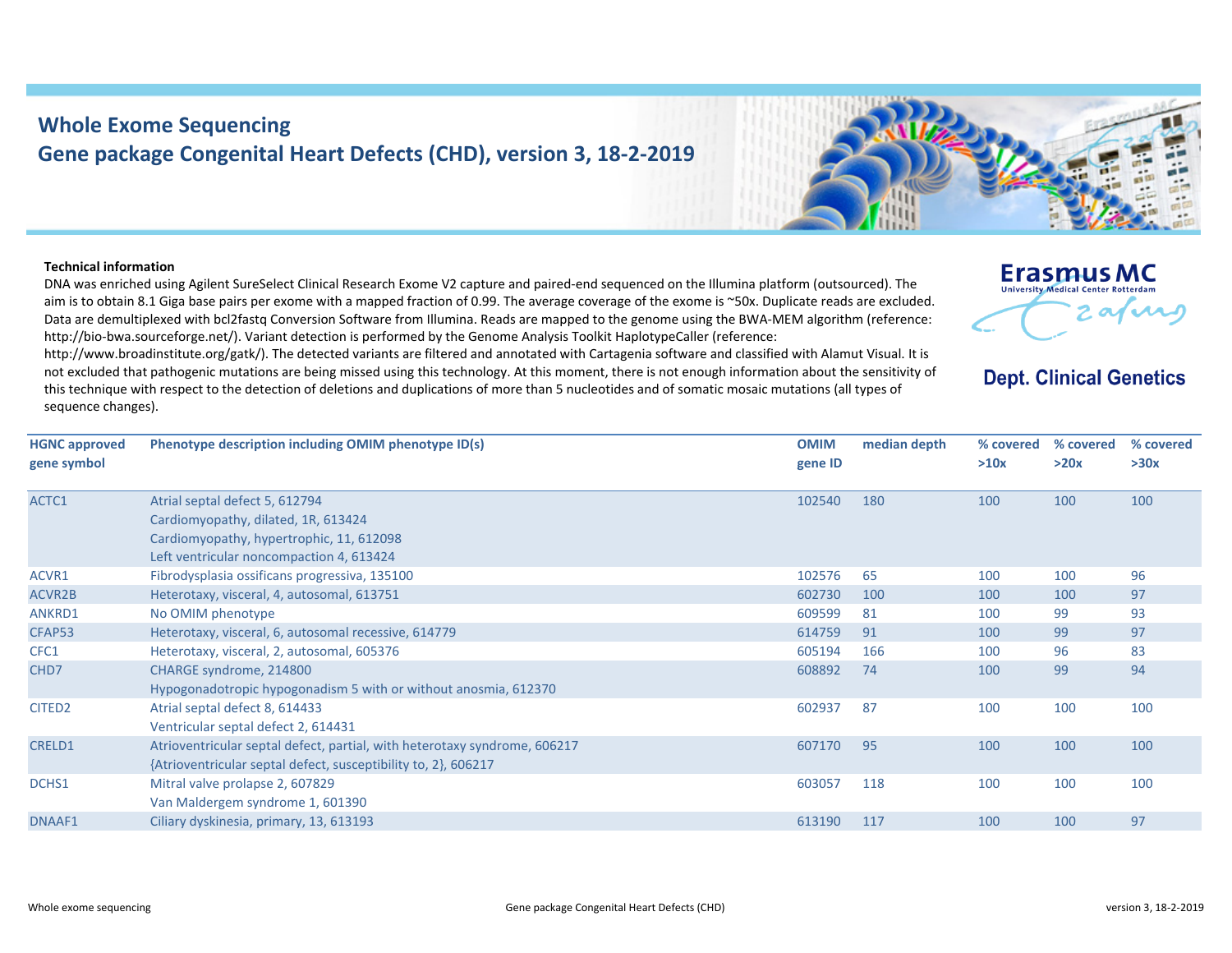# Whole Exome Sequencing
## Gene package Congenital Heart Defects (CHD), version 3, 18-2-2019

Erasmus MC
University Medical Center Rotterdam

Dept. Clinical Genetics

**Technical information**

DNA was enriched using Agilent SureSelect Clinical Research Exome V2 capture and paired-end sequenced on the Illumina platform (outsourced). The aim is to obtain 8.1 Giga base pairs per exome with a mapped fraction of 0.99. The average coverage of the exome is ~50x. Duplicate reads are excluded. Data are demultiplexed with bcl2fastq Conversion Software from Illumina. Reads are mapped to the genome using the BWA-MEM algorithm (reference: http://bio-bwa.sourceforge.net/). Variant detection is performed by the Genome Analysis Toolkit HaplotypeCaller (reference: http://www.broadinstitute.org/gatk/). The detected variants are filtered and annotated with Cartagenia software and classified with Alamut Visual. It is not excluded that pathogenic mutations are being missed using this technology. At this moment, there is not enough information about the sensitivity of this technique with respect to the detection of deletions and duplications of more than 5 nucleotides and of somatic mosaic mutations (all types of sequence changes).

| HGNC approved gene symbol | Phenotype description including OMIM phenotype ID(s) | OMIM gene ID | median depth | % covered >10x | % covered >20x | % covered >30x |
|---|---|---|---|---|---|---|
| ACTC1 | Atrial septal defect 5, 612794<br>Cardiomyopathy, dilated, 1R, 613424<br>Cardiomyopathy, hypertrophic, 11, 612098<br>Left ventricular noncompaction 4, 613424 | 102540 | 180 | 100 | 100 | 100 |
| ACVR1 | Fibrodysplasia ossificans progressiva, 135100 | 102576 | 65 | 100 | 100 | 96 |
| ACVR2B | Heterotaxy, visceral, 4, autosomal, 613751 | 602730 | 100 | 100 | 100 | 97 |
| ANKRD1 | No OMIM phenotype | 609599 | 81 | 100 | 99 | 93 |
| CFAP53 | Heterotaxy, visceral, 6, autosomal recessive, 614779 | 614759 | 91 | 100 | 99 | 97 |
| CFC1 | Heterotaxy, visceral, 2, autosomal, 605376 | 605194 | 166 | 100 | 96 | 83 |
| CHD7 | CHARGE syndrome, 214800<br>Hypogonadotropic hypogonadism 5 with or without anosmia, 612370 | 608892 | 74 | 100 | 99 | 94 |
| CITED2 | Atrial septal defect 8, 614433<br>Ventricular septal defect 2, 614431 | 602937 | 87 | 100 | 100 | 100 |
| CRELD1 | Atrioventricular septal defect, partial, with heterotaxy syndrome, 606217<br>{Atrioventricular septal defect, susceptibility to, 2}, 606217 | 607170 | 95 | 100 | 100 | 100 |
| DCHS1 | Mitral valve prolapse 2, 607829<br>Van Maldergem syndrome 1, 601390 | 603057 | 118 | 100 | 100 | 100 |
| DNAAF1 | Ciliary dyskinesia, primary, 13, 613193 | 613190 | 117 | 100 | 100 | 97 |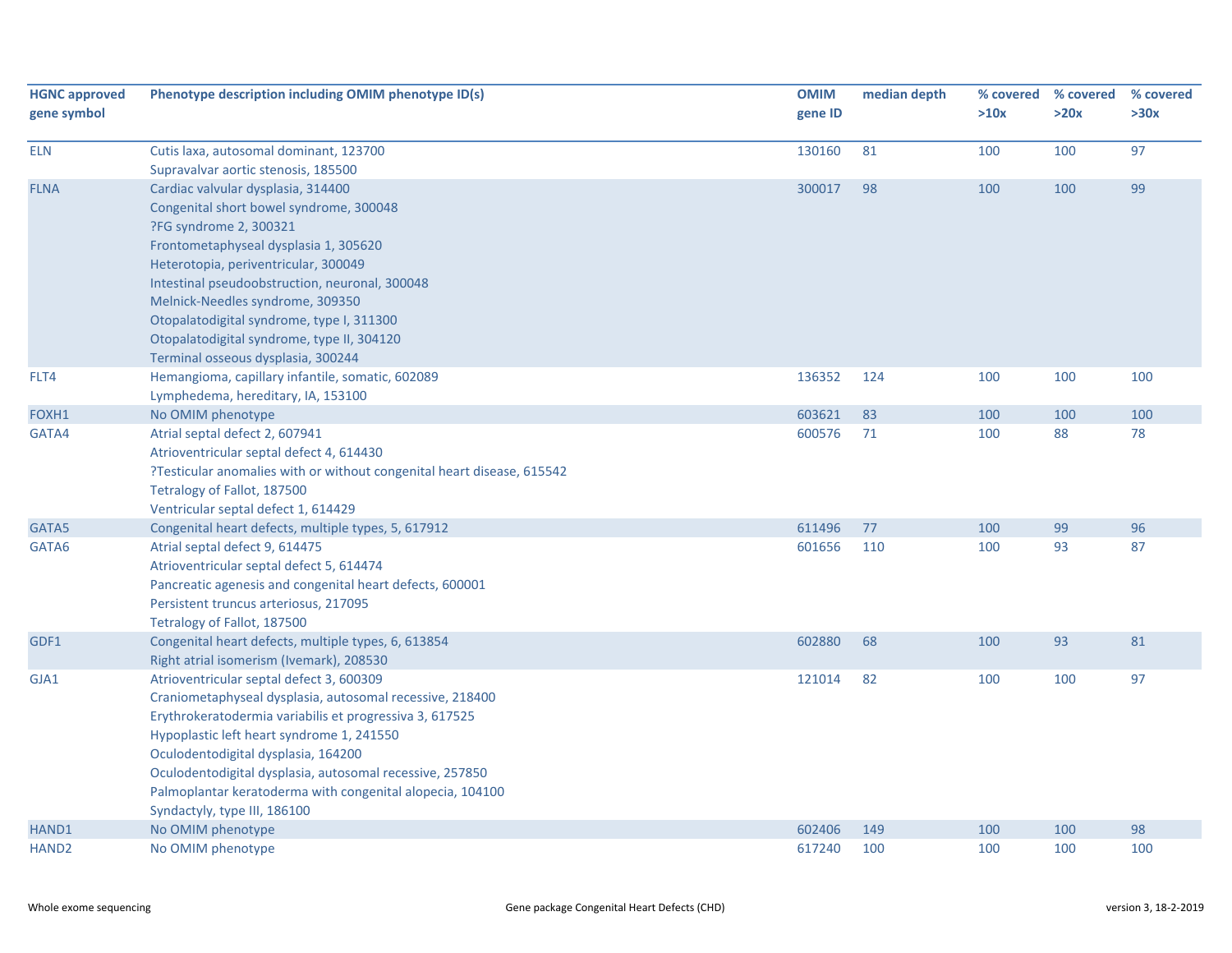| HGNC approved gene symbol | Phenotype description including OMIM phenotype ID(s) | OMIM gene ID | median depth | % covered >10x | % covered >20x | % covered >30x |
|---|---|---|---|---|---|---|
| ELN | Cutis laxa, autosomal dominant, 123700<br>Supravalvar aortic stenosis, 185500 | 130160 | 81 | 100 | 100 | 97 |
| FLNA | Cardiac valvular dysplasia, 314400<br>Congenital short bowel syndrome, 300048<br>?FG syndrome 2, 300321<br>Frontometaphyseal dysplasia 1, 305620<br>Heterotopia, periventricular, 300049<br>Intestinal pseudoobstruction, neuronal, 300048<br>Melnick-Needles syndrome, 309350<br>Otopalatodigital syndrome, type I, 311300<br>Otopalatodigital syndrome, type II, 304120<br>Terminal osseous dysplasia, 300244 | 300017 | 98 | 100 | 100 | 99 |
| FLT4 | Hemangioma, capillary infantile, somatic, 602089<br>Lymphedema, hereditary, IA, 153100 | 136352 | 124 | 100 | 100 | 100 |
| FOXH1 | No OMIM phenotype | 603621 | 83 | 100 | 100 | 100 |
| GATA4 | Atrial septal defect 2, 607941<br>Atrioventricular septal defect 4, 614430<br>?Testicular anomalies with or without congenital heart disease, 615542<br>Tetralogy of Fallot, 187500<br>Ventricular septal defect 1, 614429 | 600576 | 71 | 100 | 88 | 78 |
| GATA5 | Congenital heart defects, multiple types, 5, 617912 | 611496 | 77 | 100 | 99 | 96 |
| GATA6 | Atrial septal defect 9, 614475<br>Atrioventricular septal defect 5, 614474<br>Pancreatic agenesis and congenital heart defects, 600001<br>Persistent truncus arteriosus, 217095<br>Tetralogy of Fallot, 187500 | 601656 | 110 | 100 | 93 | 87 |
| GDF1 | Congenital heart defects, multiple types, 6, 613854<br>Right atrial isomerism (Ivemark), 208530 | 602880 | 68 | 100 | 93 | 81 |
| GJA1 | Atrioventricular septal defect 3, 600309<br>Craniometaphyseal dysplasia, autosomal recessive, 218400<br>Erythrokeratodermia variabilis et progressiva 3, 617525<br>Hypoplastic left heart syndrome 1, 241550<br>Oculodentodigital dysplasia, 164200<br>Oculodentodigital dysplasia, autosomal recessive, 257850<br>Palmoplantar keratoderma with congenital alopecia, 104100<br>Syndactyly, type III, 186100 | 121014 | 82 | 100 | 100 | 97 |
| HAND1 | No OMIM phenotype | 602406 | 149 | 100 | 100 | 98 |
| HAND2 | No OMIM phenotype | 617240 | 100 | 100 | 100 | 100 |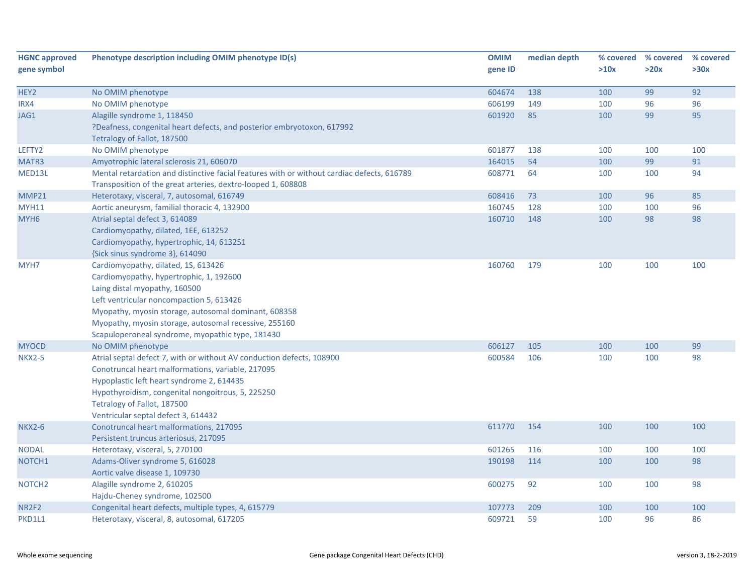| HGNC approved gene symbol | Phenotype description including OMIM phenotype ID(s) | OMIM gene ID | median depth | % covered >10x | % covered >20x | % covered >30x |
|---|---|---|---|---|---|---|
| HEY2 | No OMIM phenotype | 604674 | 138 | 100 | 99 | 92 |
| IRX4 | No OMIM phenotype | 606199 | 149 | 100 | 96 | 96 |
| JAG1 | Alagille syndrome 1, 118450<br>?Deafness, congenital heart defects, and posterior embryotoxon, 617992<br>Tetralogy of Fallot, 187500 | 601920 | 85 | 100 | 99 | 95 |
| LEFTY2 | No OMIM phenotype | 601877 | 138 | 100 | 100 | 100 |
| MATR3 | Amyotrophic lateral sclerosis 21, 606070 | 164015 | 54 | 100 | 99 | 91 |
| MED13L | Mental retardation and distinctive facial features with or without cardiac defects, 616789<br>Transposition of the great arteries, dextro-looped 1, 608808 | 608771 | 64 | 100 | 100 | 94 |
| MMP21 | Heterotaxy, visceral, 7, autosomal, 616749 | 608416 | 73 | 100 | 96 | 85 |
| MYH11 | Aortic aneurysm, familial thoracic 4, 132900 | 160745 | 128 | 100 | 100 | 96 |
| MYH6 | Atrial septal defect 3, 614089<br>Cardiomyopathy, dilated, 1EE, 613252<br>Cardiomyopathy, hypertrophic, 14, 613251<br>{Sick sinus syndrome 3}, 614090 | 160710 | 148 | 100 | 98 | 98 |
| MYH7 | Cardiomyopathy, dilated, 1S, 613426<br>Cardiomyopathy, hypertrophic, 1, 192600<br>Laing distal myopathy, 160500<br>Left ventricular noncompaction 5, 613426<br>Myopathy, myosin storage, autosomal dominant, 608358<br>Myopathy, myosin storage, autosomal recessive, 255160<br>Scapuloperoneal syndrome, myopathic type, 181430 | 160760 | 179 | 100 | 100 | 100 |
| MYOCD | No OMIM phenotype | 606127 | 105 | 100 | 100 | 99 |
| NKX2-5 | Atrial septal defect 7, with or without AV conduction defects, 108900<br>Conotruncal heart malformations, variable, 217095<br>Hypoplastic left heart syndrome 2, 614435<br>Hypothyroidism, congenital nongoitrous, 5, 225250<br>Tetralogy of Fallot, 187500<br>Ventricular septal defect 3, 614432 | 600584 | 106 | 100 | 100 | 98 |
| NKX2-6 | Conotruncal heart malformations, 217095<br>Persistent truncus arteriosus, 217095 | 611770 | 154 | 100 | 100 | 100 |
| NODAL | Heterotaxy, visceral, 5, 270100 | 601265 | 116 | 100 | 100 | 100 |
| NOTCH1 | Adams-Oliver syndrome 5, 616028<br>Aortic valve disease 1, 109730 | 190198 | 114 | 100 | 100 | 98 |
| NOTCH2 | Alagille syndrome 2, 610205<br>Hajdu-Cheney syndrome, 102500 | 600275 | 92 | 100 | 100 | 98 |
| NR2F2 | Congenital heart defects, multiple types, 4, 615779 | 107773 | 209 | 100 | 100 | 100 |
| PKD1L1 | Heterotaxy, visceral, 8, autosomal, 617205 | 609721 | 59 | 100 | 96 | 86 |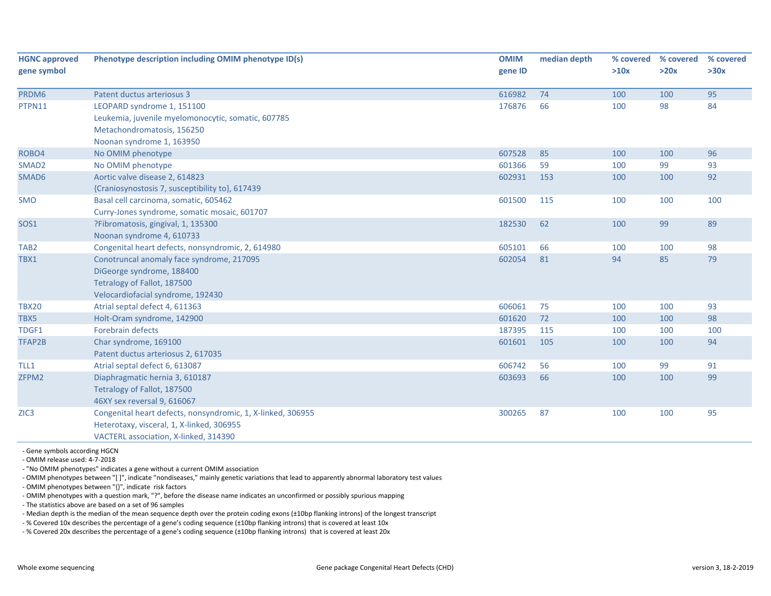| HGNC approved gene symbol | Phenotype description including OMIM phenotype ID(s) | OMIM gene ID | median depth | % covered >10x | % covered >20x | % covered >30x |
|---|---|---|---|---|---|---|
| PRDM6 | Patent ductus arteriosus 3 | 616982 | 74 | 100 | 100 | 95 |
| PTPN11 | LEOPARD syndrome 1, 151100<br>Leukemia, juvenile myelomonocytic, somatic, 607785<br>Metachondromatosis, 156250<br>Noonan syndrome 1, 163950 | 176876 | 66 | 100 | 98 | 84 |
| ROBO4 | No OMIM phenotype | 607528 | 85 | 100 | 100 | 96 |
| SMAD2 | No OMIM phenotype | 601366 | 59 | 100 | 99 | 93 |
| SMAD6 | Aortic valve disease 2, 614823<br>{Craniosynostosis 7, susceptibility to}, 617439 | 602931 | 153 | 100 | 100 | 92 |
| SMO | Basal cell carcinoma, somatic, 605462<br>Curry-Jones syndrome, somatic mosaic, 601707 | 601500 | 115 | 100 | 100 | 100 |
| SOS1 | ?Fibromatosis, gingival, 1, 135300<br>Noonan syndrome 4, 610733 | 182530 | 62 | 100 | 99 | 89 |
| TAB2 | Congenital heart defects, nonsyndromic, 2, 614980 | 605101 | 66 | 100 | 100 | 98 |
| TBX1 | Conotruncal anomaly face syndrome, 217095<br>DiGeorge syndrome, 188400<br>Tetralogy of Fallot, 187500<br>Velocardiofacial syndrome, 192430 | 602054 | 81 | 94 | 85 | 79 |
| TBX20 | Atrial septal defect 4, 611363 | 606061 | 75 | 100 | 100 | 93 |
| TBX5 | Holt-Oram syndrome, 142900 | 601620 | 72 | 100 | 100 | 98 |
| TDGF1 | Forebrain defects | 187395 | 115 | 100 | 100 | 100 |
| TFAP2B | Char syndrome, 169100<br>Patent ductus arteriosus 2, 617035 | 601601 | 105 | 100 | 100 | 94 |
| TLL1 | Atrial septal defect 6, 613087 | 606742 | 56 | 100 | 99 | 91 |
| ZFPM2 | Diaphragmatic hernia 3, 610187<br>Tetralogy of Fallot, 187500<br>46XY sex reversal 9, 616067 | 603693 | 66 | 100 | 100 | 99 |
| ZIC3 | Congenital heart defects, nonsyndromic, 1, X-linked, 306955<br>Heterotaxy, visceral, 1, X-linked, 306955<br>VACTERL association, X-linked, 314390 | 300265 | 87 | 100 | 100 | 95 |

- Gene symbols according HGCN
- OMIM release used: 4-7-2018
- "No OMIM phenotypes" indicates a gene without a current OMIM association
- OMIM phenotypes between "[ ]", indicate "nondiseases," mainly genetic variations that lead to apparently abnormal laboratory test values
- OMIM phenotypes between "{}", indicate risk factors
- OMIM phenotypes with a question mark, "?", before the disease name indicates an unconfirmed or possibly spurious mapping
- The statistics above are based on a set of 96 samples
- Median depth is the median of the mean sequence depth over the protein coding exons (±10bp flanking introns) of the longest transcript
- % Covered 10x describes the percentage of a gene's coding sequence (±10bp flanking introns) that is covered at least 10x
- % Covered 20x describes the percentage of a gene's coding sequence (±10bp flanking introns) that is covered at least 20x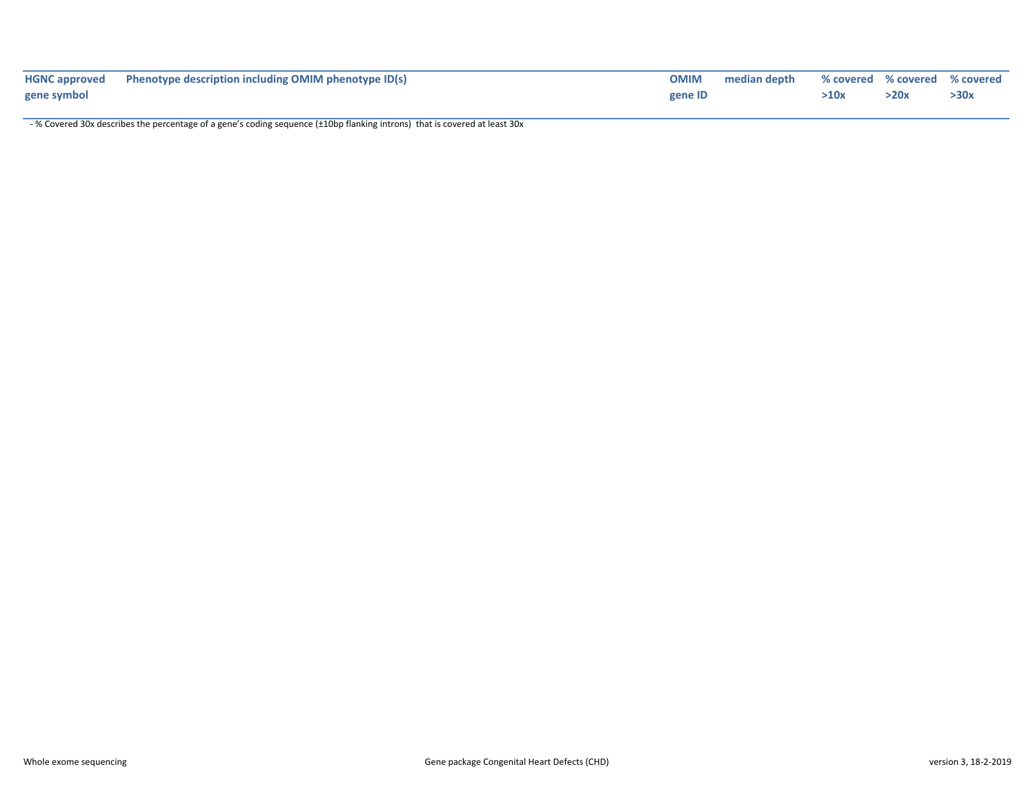| HGNC approved gene symbol | Phenotype description including OMIM phenotype ID(s) | OMIM gene ID | median depth | % covered >10x | % covered >20x | % covered >30x |
|---|---|---|---|---|---|---|

- % Covered 30x describes the percentage of a gene's coding sequence (±10bp flanking introns) that is covered at least 30x